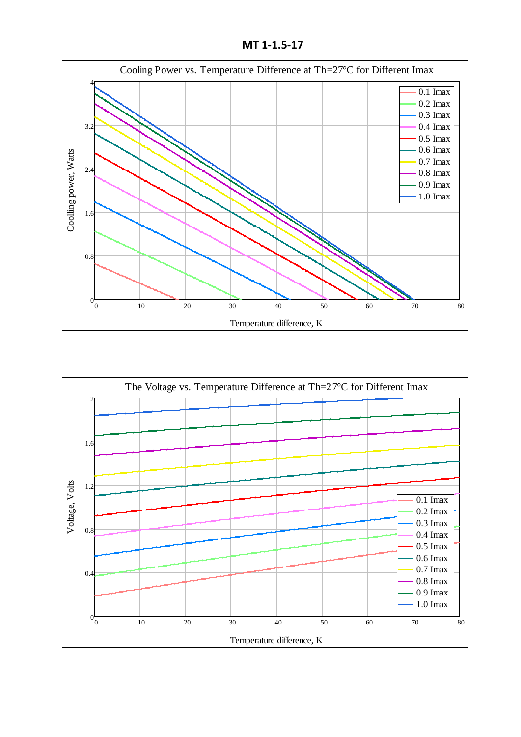**MT 1-1.5-17**

Cooling Power vs. Temperature Difference at Th=27°C for Different Imax

Coolling power, Watts

Temperature difference, K

0.1 Imax
0.2 Imax
0.3 Imax
0.4 Imax
0.5 Imax
0.6 Imax
0.7 Imax
0.8 Imax
0.9 Imax
1.0 Imax

The Voltage vs. Temperature Difference at Th=27°C for Different Imax

Voltage, Volts

Temperature difference, K

0.1 Imax
0.2 Imax
0.3 Imax
0.4 Imax
0.5 Imax
0.6 Imax
0.7 Imax
0.8 Imax
0.9 Imax
1.0 Imax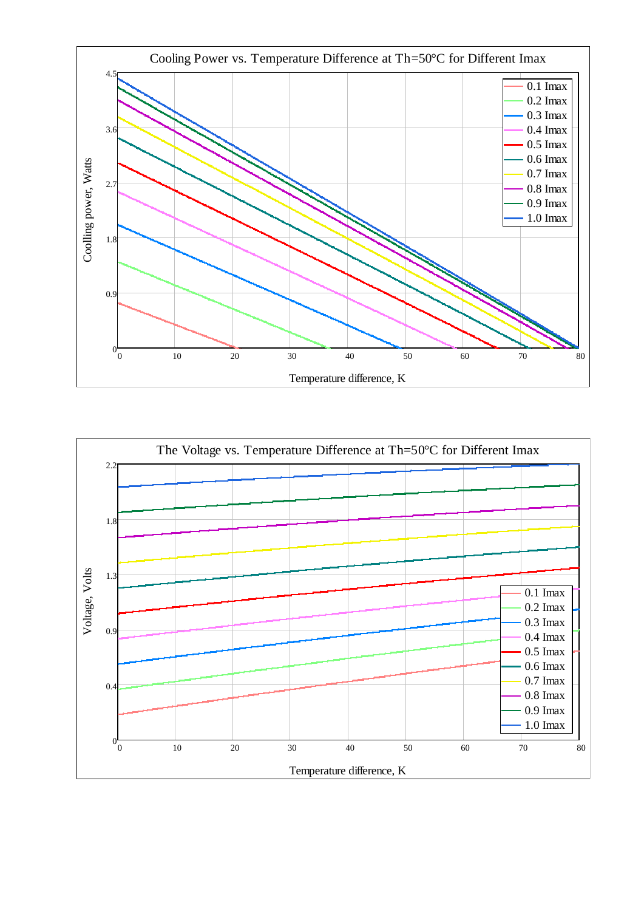Cooling Power vs. Temperature Difference at Th=50°C for Different Imax

Coolling power, Watts

4.5
3.6
2.7
1.8
0.9
0

0
10
20
30
40
50
60
70
80

Temperature difference, K

0.1 Imax
0.2 Imax
0.3 Imax
0.4 Imax
0.5 Imax
0.6 Imax
0.7 Imax
0.8 Imax
0.9 Imax
1.0 Imax

The Voltage vs. Temperature Difference at Th=50°C for Different Imax

Voltage, Volts

2.2
1.8
1.3
0.9
0.4
0

0
10
20
30
40
50
60
70
80

Temperature difference, K

0.1 Imax
0.2 Imax
0.3 Imax
0.4 Imax
0.5 Imax
0.6 Imax
0.7 Imax
0.8 Imax
0.9 Imax
1.0 Imax